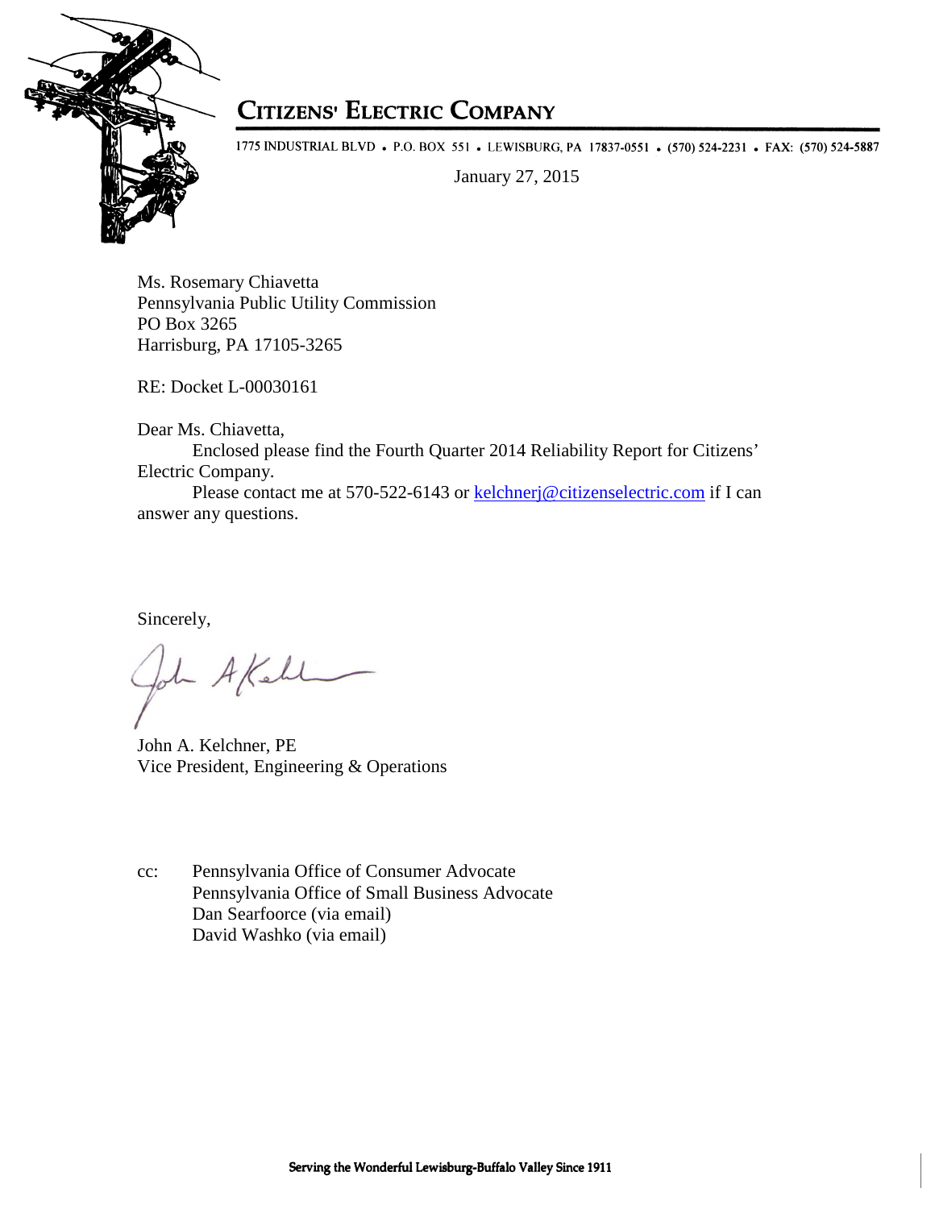# Citizens' Electric Company

1775 INDUSTRIAL BLVD • P.O. BOX 551 • LEWISBURG, PA 17837-0551 • (570) 524-2231 • FAX: (570) 524-5887

January 27, 2015

Ms. Rosemary Chiavetta
Pennsylvania Public Utility Commission
PO Box 3265
Harrisburg, PA 17105-3265

RE: Docket L-00030161

Dear Ms. Chiavetta,

Enclosed please find the Fourth Quarter 2014 Reliability Report for Citizens' Electric Company.

Please contact me at 570-522-6143 or kelchnerj@citizenselectric.com if I can answer any questions.

Sincerely,

John A. Kelchner, PE
Vice President, Engineering & Operations

cc: Pennsylvania Office of Consumer Advocate
Pennsylvania Office of Small Business Advocate
Dan Searfoorce (via email)
David Washko (via email)

Serving the Wonderful Lewisburg-Buffalo Valley Since 1911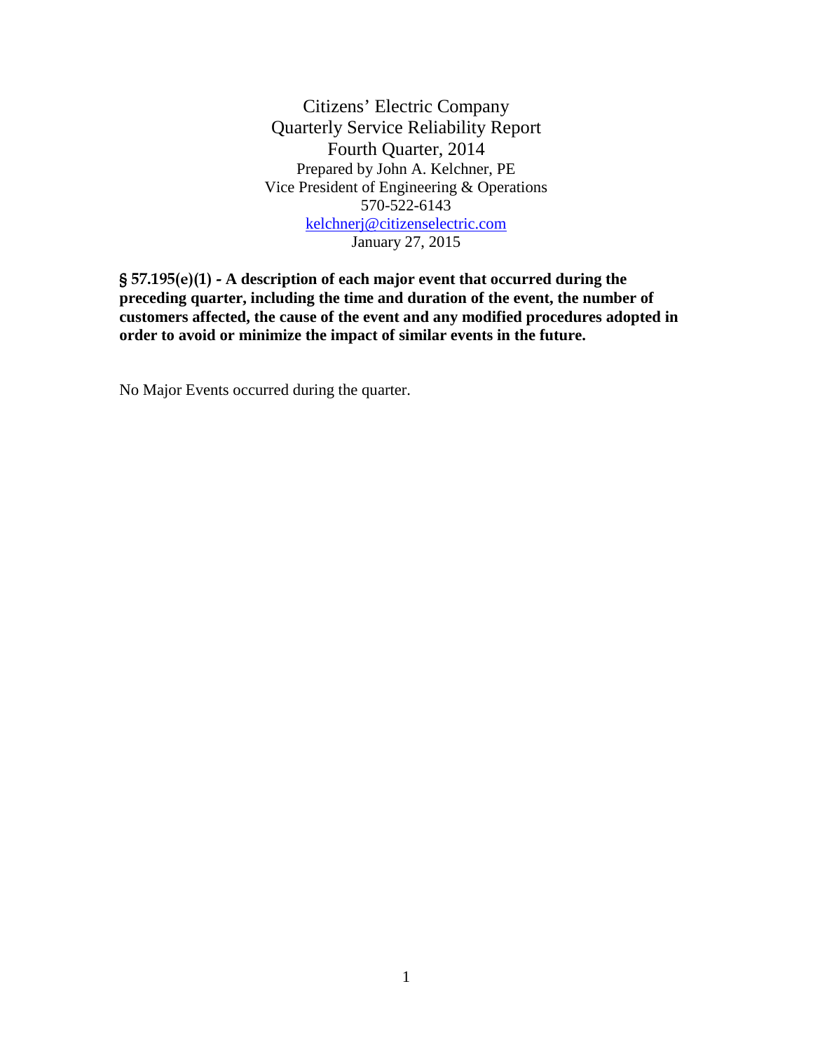Citizens' Electric Company
Quarterly Service Reliability Report
Fourth Quarter, 2014
Prepared by John A. Kelchner, PE
Vice President of Engineering & Operations
570-522-6143
kelchnerj@citizenselectric.com
January 27, 2015

**§ 57.195(e)(1) - A description of each major event that occurred during the preceding quarter, including the time and duration of the event, the number of customers affected, the cause of the event and any modified procedures adopted in order to avoid or minimize the impact of similar events in the future.**

No Major Events occurred during the quarter.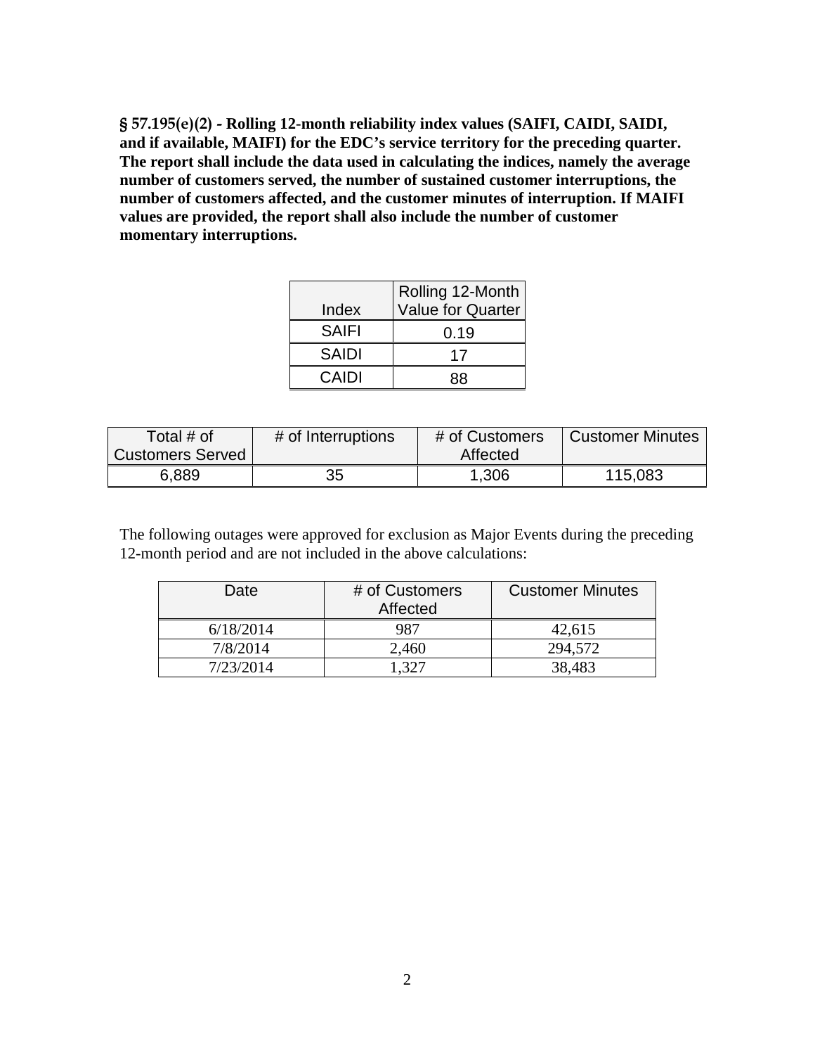**§ 57.195(e)(2) - Rolling 12-month reliability index values (SAIFI, CAIDI, SAIDI, and if available, MAIFI) for the EDC's service territory for the preceding quarter. The report shall include the data used in calculating the indices, namely the average number of customers served, the number of sustained customer interruptions, the number of customers affected, and the customer minutes of interruption. If MAIFI values are provided, the report shall also include the number of customer momentary interruptions.**

| Index | Rolling 12-Month Value for Quarter |
|---|---|
| SAIFI | 0.19 |
| SAIDI | 17 |
| CAIDI | 88 |

| Total # of Customers Served | # of Interruptions | # of Customers Affected | Customer Minutes |
|---|---|---|---|
| 6,889 | 35 | 1,306 | 115,083 |

The following outages were approved for exclusion as Major Events during the preceding 12-month period and are not included in the above calculations:

| Date | # of Customers Affected | Customer Minutes |
|---|---|---|
| 6/18/2014 | 987 | 42,615 |
| 7/8/2014 | 2,460 | 294,572 |
| 7/23/2014 | 1,327 | 38,483 |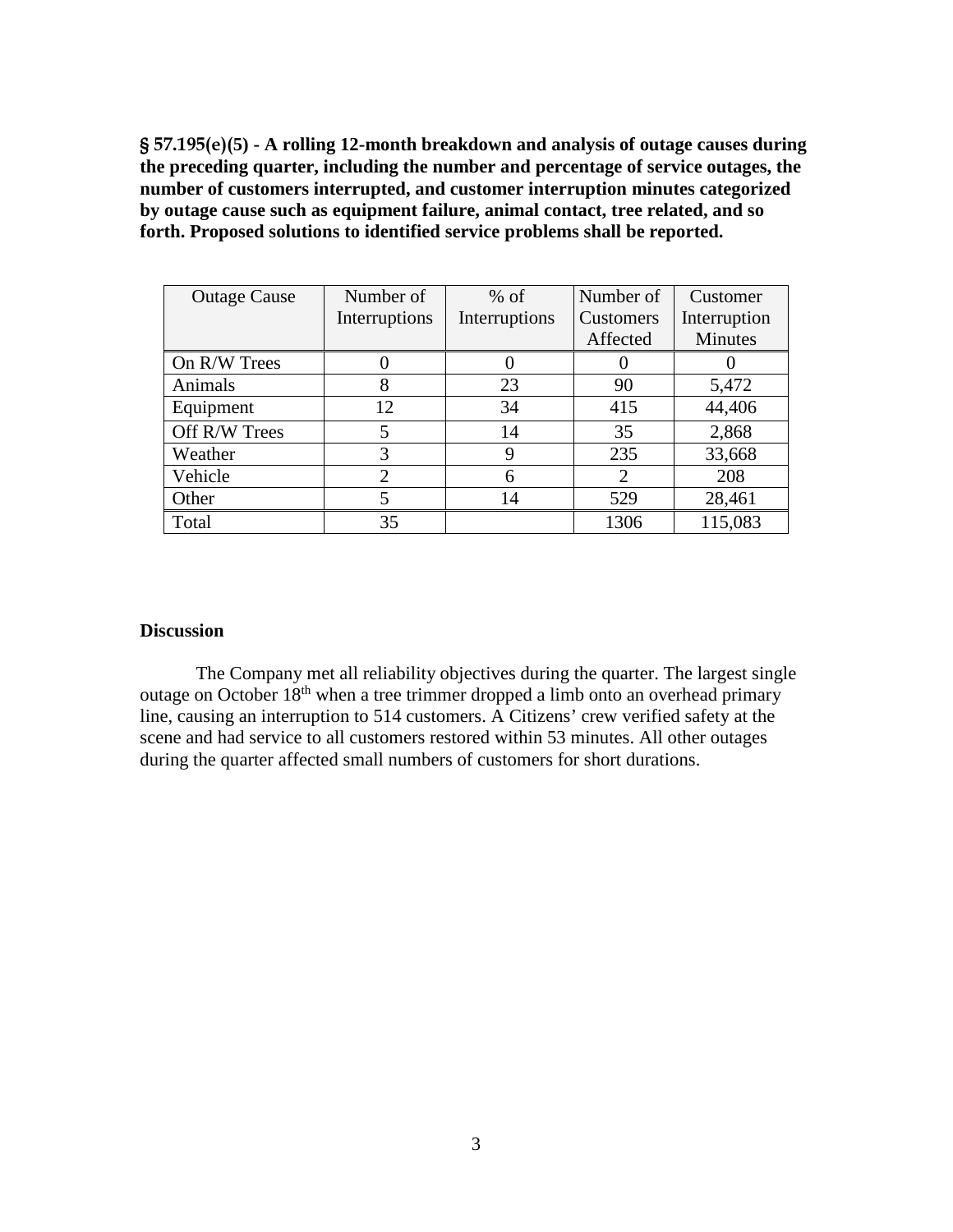**§ 57.195(e)(5) - A rolling 12-month breakdown and analysis of outage causes during the preceding quarter, including the number and percentage of service outages, the number of customers interrupted, and customer interruption minutes categorized by outage cause such as equipment failure, animal contact, tree related, and so forth. Proposed solutions to identified service problems shall be reported.**

| Outage Cause | Number of Interruptions | % of Interruptions | Number of Customers Affected | Customer Interruption Minutes |
|---|---|---|---|---|
| On R/W Trees | 0 | 0 | 0 | 0 |
| Animals | 8 | 23 | 90 | 5,472 |
| Equipment | 12 | 34 | 415 | 44,406 |
| Off R/W Trees | 5 | 14 | 35 | 2,868 |
| Weather | 3 | 9 | 235 | 33,668 |
| Vehicle | 2 | 6 | 2 | 208 |
| Other | 5 | 14 | 529 | 28,461 |
| Total | 35 | | 1306 | 115,083 |

**Discussion**

The Company met all reliability objectives during the quarter. The largest single outage on October 18th when a tree trimmer dropped a limb onto an overhead primary line, causing an interruption to 514 customers. A Citizens' crew verified safety at the scene and had service to all customers restored within 53 minutes. All other outages during the quarter affected small numbers of customers for short durations.